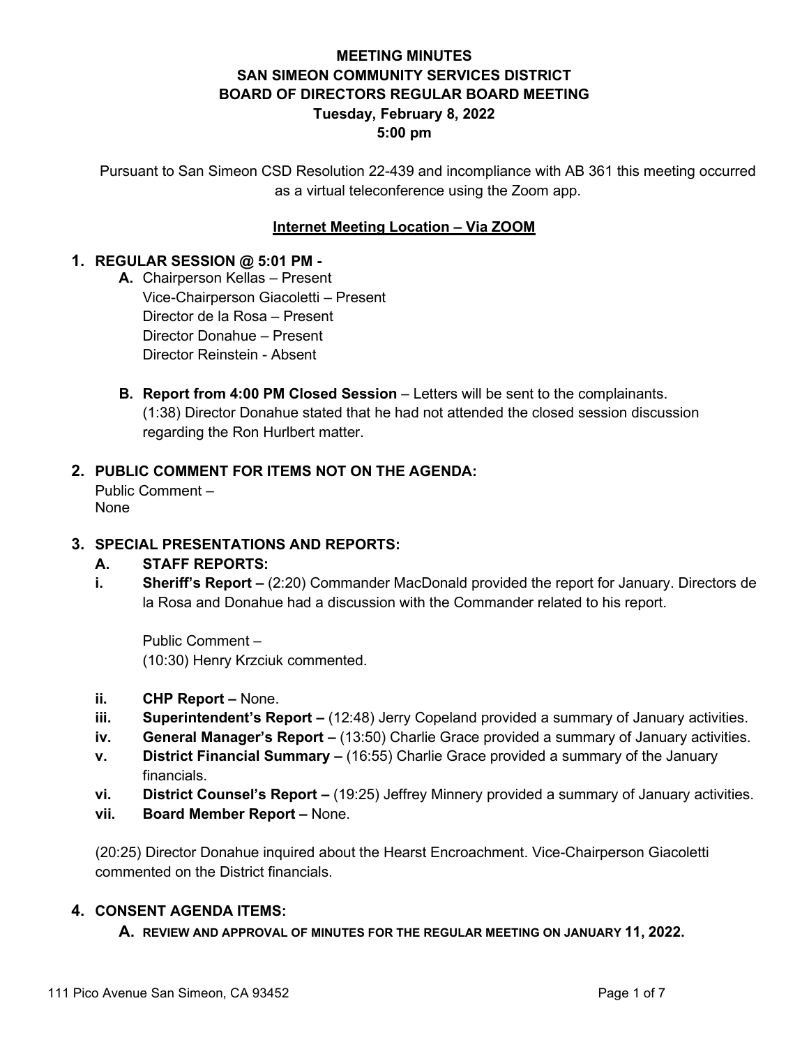# MEETING MINUTES
# SAN SIMEON COMMUNITY SERVICES DISTRICT
# BOARD OF DIRECTORS REGULAR BOARD MEETING
## Tuesday, February 8, 2022
## 5:00 pm

Pursuant to San Simeon CSD Resolution 22-439 and incompliance with AB 361 this meeting occurred as a virtual teleconference using the Zoom app.

**Internet Meeting Location – Via ZOOM**

## 1. REGULAR SESSION @ 5:01 PM -

**A.** Chairperson Kellas – Present
Vice-Chairperson Giacoletti – Present
Director de la Rosa – Present
Director Donahue – Present
Director Reinstein - Absent

**B. Report from 4:00 PM Closed Session** – Letters will be sent to the complainants.
(1:38) Director Donahue stated that he had not attended the closed session discussion regarding the Ron Hurlbert matter.

## 2. PUBLIC COMMENT FOR ITEMS NOT ON THE AGENDA:

Public Comment –
None

## 3. SPECIAL PRESENTATIONS AND REPORTS:

### A. STAFF REPORTS:

**i. Sheriff's Report –** (2:20) Commander MacDonald provided the report for January. Directors de la Rosa and Donahue had a discussion with the Commander related to his report.

Public Comment –
(10:30) Henry Krzciuk commented.

**ii. CHP Report –** None.

**iii. Superintendent's Report –** (12:48) Jerry Copeland provided a summary of January activities.

**iv. General Manager's Report –** (13:50) Charlie Grace provided a summary of January activities.

**v. District Financial Summary –** (16:55) Charlie Grace provided a summary of the January financials.

**vi. District Counsel's Report –** (19:25) Jeffrey Minnery provided a summary of January activities.

**vii. Board Member Report –** None.

(20:25) Director Donahue inquired about the Hearst Encroachment. Vice-Chairperson Giacoletti commented on the District financials.

## 4. CONSENT AGENDA ITEMS:

**A. REVIEW AND APPROVAL OF MINUTES FOR THE REGULAR MEETING ON JANUARY 11, 2022.**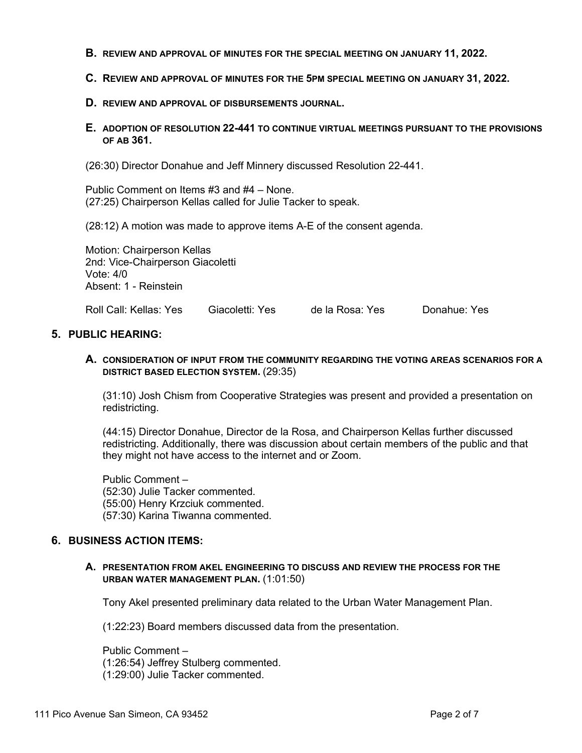**B. REVIEW AND APPROVAL OF MINUTES FOR THE SPECIAL MEETING ON JANUARY 11, 2022.**

**C. REVIEW AND APPROVAL OF MINUTES FOR THE 5PM SPECIAL MEETING ON JANUARY 31, 2022.**

**D. REVIEW AND APPROVAL OF DISBURSEMENTS JOURNAL.**

**E. ADOPTION OF RESOLUTION 22-441 TO CONTINUE VIRTUAL MEETINGS PURSUANT TO THE PROVISIONS OF AB 361.**

(26:30) Director Donahue and Jeff Minnery discussed Resolution 22-441.

Public Comment on Items #3 and #4 – None.
(27:25) Chairperson Kellas called for Julie Tacker to speak.

(28:12) A motion was made to approve items A-E of the consent agenda.

Motion: Chairperson Kellas
2nd: Vice-Chairperson Giacoletti
Vote: 4/0
Absent: 1 - Reinstein

Roll Call: Kellas: Yes    Giacoletti: Yes    de la Rosa: Yes    Donahue: Yes

## 5. PUBLIC HEARING:

**A. CONSIDERATION OF INPUT FROM THE COMMUNITY REGARDING THE VOTING AREAS SCENARIOS FOR A DISTRICT BASED ELECTION SYSTEM.** (29:35)

(31:10) Josh Chism from Cooperative Strategies was present and provided a presentation on redistricting.

(44:15) Director Donahue, Director de la Rosa, and Chairperson Kellas further discussed redistricting. Additionally, there was discussion about certain members of the public and that they might not have access to the internet and or Zoom.

Public Comment –
(52:30) Julie Tacker commented.
(55:00) Henry Krzciuk commented.
(57:30) Karina Tiwanna commented.

## 6. BUSINESS ACTION ITEMS:

**A. PRESENTATION FROM AKEL ENGINEERING TO DISCUSS AND REVIEW THE PROCESS FOR THE URBAN WATER MANAGEMENT PLAN.** (1:01:50)

Tony Akel presented preliminary data related to the Urban Water Management Plan.

(1:22:23) Board members discussed data from the presentation.

Public Comment –
(1:26:54) Jeffrey Stulberg commented.
(1:29:00) Julie Tacker commented.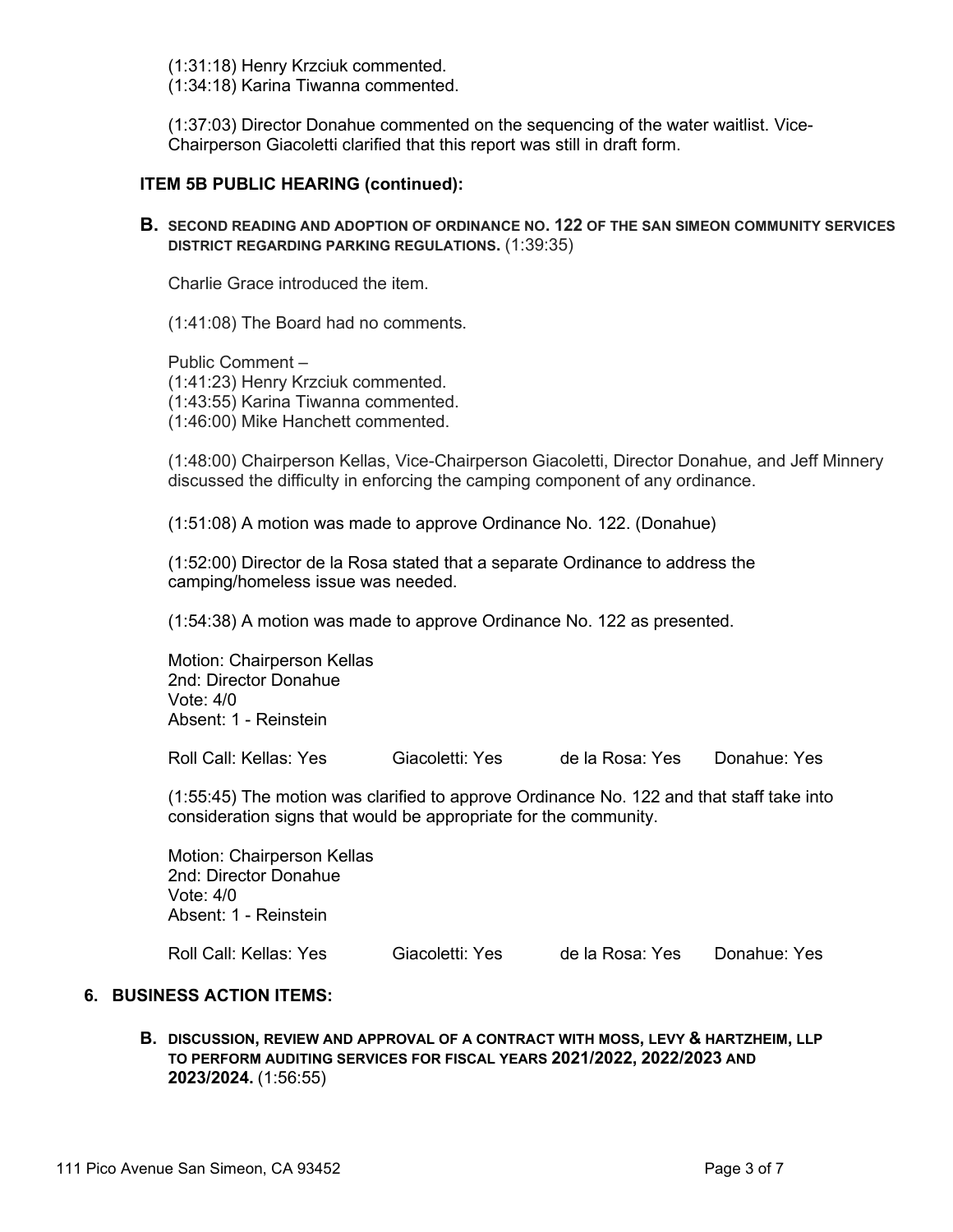(1:31:18) Henry Krzciuk commented.
(1:34:18) Karina Tiwanna commented.

(1:37:03) Director Donahue commented on the sequencing of the water waitlist. Vice-Chairperson Giacoletti clarified that this report was still in draft form.

### ITEM 5B PUBLIC HEARING (continued):

**B. SECOND READING AND ADOPTION OF ORDINANCE NO. 122 OF THE SAN SIMEON COMMUNITY SERVICES DISTRICT REGARDING PARKING REGULATIONS.** (1:39:35)

Charlie Grace introduced the item.

(1:41:08) The Board had no comments.

Public Comment –
(1:41:23) Henry Krzciuk commented.
(1:43:55) Karina Tiwanna commented.
(1:46:00) Mike Hanchett commented.

(1:48:00) Chairperson Kellas, Vice-Chairperson Giacoletti, Director Donahue, and Jeff Minnery discussed the difficulty in enforcing the camping component of any ordinance.

(1:51:08) A motion was made to approve Ordinance No. 122. (Donahue)

(1:52:00) Director de la Rosa stated that a separate Ordinance to address the camping/homeless issue was needed.

(1:54:38) A motion was made to approve Ordinance No. 122 as presented.

Motion: Chairperson Kellas
2nd: Director Donahue
Vote: 4/0
Absent: 1 - Reinstein

Roll Call: Kellas: Yes    Giacoletti: Yes    de la Rosa: Yes    Donahue: Yes

(1:55:45) The motion was clarified to approve Ordinance No. 122 and that staff take into consideration signs that would be appropriate for the community.

Motion: Chairperson Kellas
2nd: Director Donahue
Vote: 4/0
Absent: 1 - Reinstein

Roll Call: Kellas: Yes    Giacoletti: Yes    de la Rosa: Yes    Donahue: Yes

## 6. BUSINESS ACTION ITEMS:

**B. DISCUSSION, REVIEW AND APPROVAL OF A CONTRACT WITH MOSS, LEVY & HARTZHEIM, LLP TO PERFORM AUDITING SERVICES FOR FISCAL YEARS 2021/2022, 2022/2023 AND 2023/2024.** (1:56:55)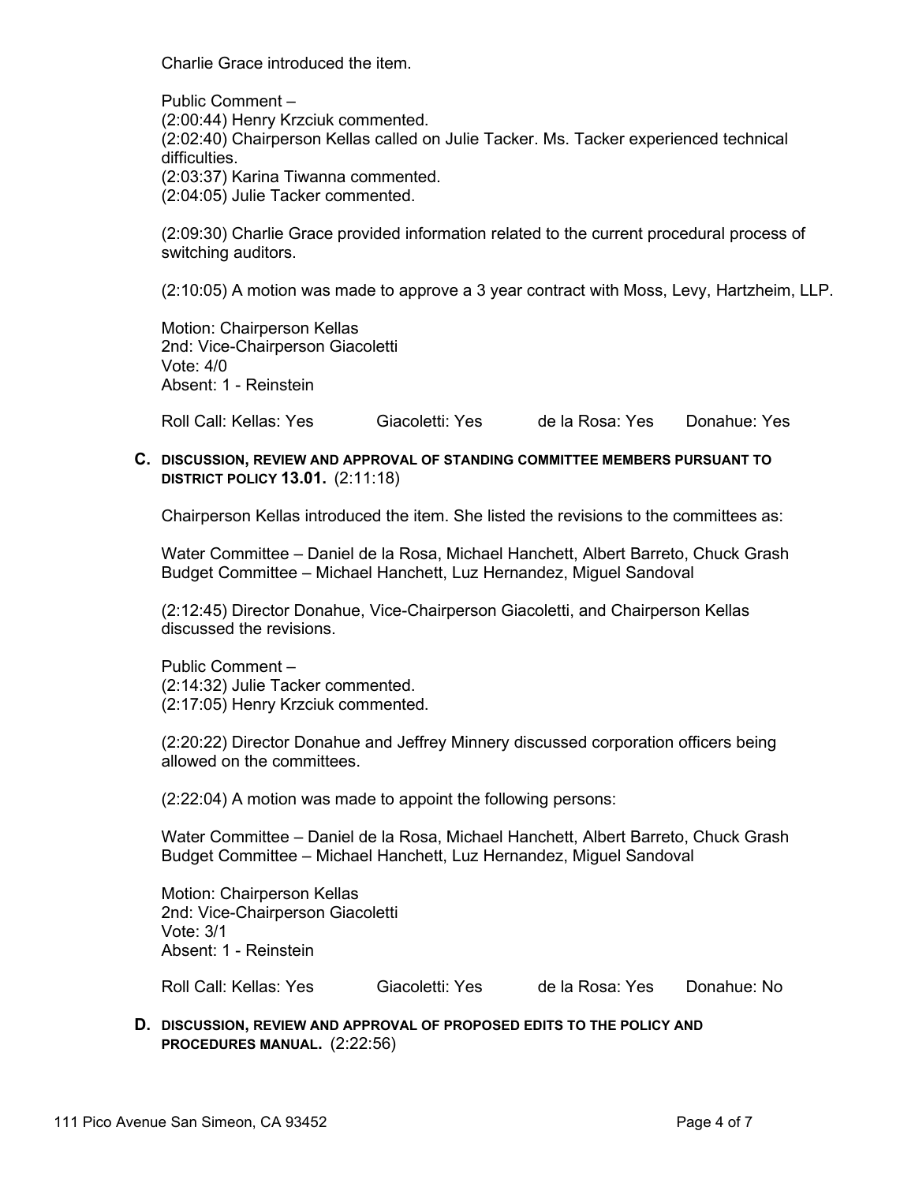Charlie Grace introduced the item.

Public Comment –
(2:00:44) Henry Krzciuk commented.
(2:02:40) Chairperson Kellas called on Julie Tacker. Ms. Tacker experienced technical difficulties.
(2:03:37) Karina Tiwanna commented.
(2:04:05) Julie Tacker commented.

(2:09:30) Charlie Grace provided information related to the current procedural process of switching auditors.

(2:10:05) A motion was made to approve a 3 year contract with Moss, Levy, Hartzheim, LLP.

Motion: Chairperson Kellas
2nd: Vice-Chairperson Giacoletti
Vote: 4/0
Absent: 1 - Reinstein

Roll Call: Kellas: Yes Giacoletti: Yes de la Rosa: Yes Donahue: Yes

**C. DISCUSSION, REVIEW AND APPROVAL OF STANDING COMMITTEE MEMBERS PURSUANT TO DISTRICT POLICY 13.01.** (2:11:18)

Chairperson Kellas introduced the item. She listed the revisions to the committees as:

Water Committee – Daniel de la Rosa, Michael Hanchett, Albert Barreto, Chuck Grash
Budget Committee – Michael Hanchett, Luz Hernandez, Miguel Sandoval

(2:12:45) Director Donahue, Vice-Chairperson Giacoletti, and Chairperson Kellas discussed the revisions.

Public Comment –
(2:14:32) Julie Tacker commented.
(2:17:05) Henry Krzciuk commented.

(2:20:22) Director Donahue and Jeffrey Minnery discussed corporation officers being allowed on the committees.

(2:22:04) A motion was made to appoint the following persons:

Water Committee – Daniel de la Rosa, Michael Hanchett, Albert Barreto, Chuck Grash
Budget Committee – Michael Hanchett, Luz Hernandez, Miguel Sandoval

Motion: Chairperson Kellas
2nd: Vice-Chairperson Giacoletti
Vote: 3/1
Absent: 1 - Reinstein

Roll Call: Kellas: Yes Giacoletti: Yes de la Rosa: Yes Donahue: No

**D. DISCUSSION, REVIEW AND APPROVAL OF PROPOSED EDITS TO THE POLICY AND PROCEDURES MANUAL.** (2:22:56)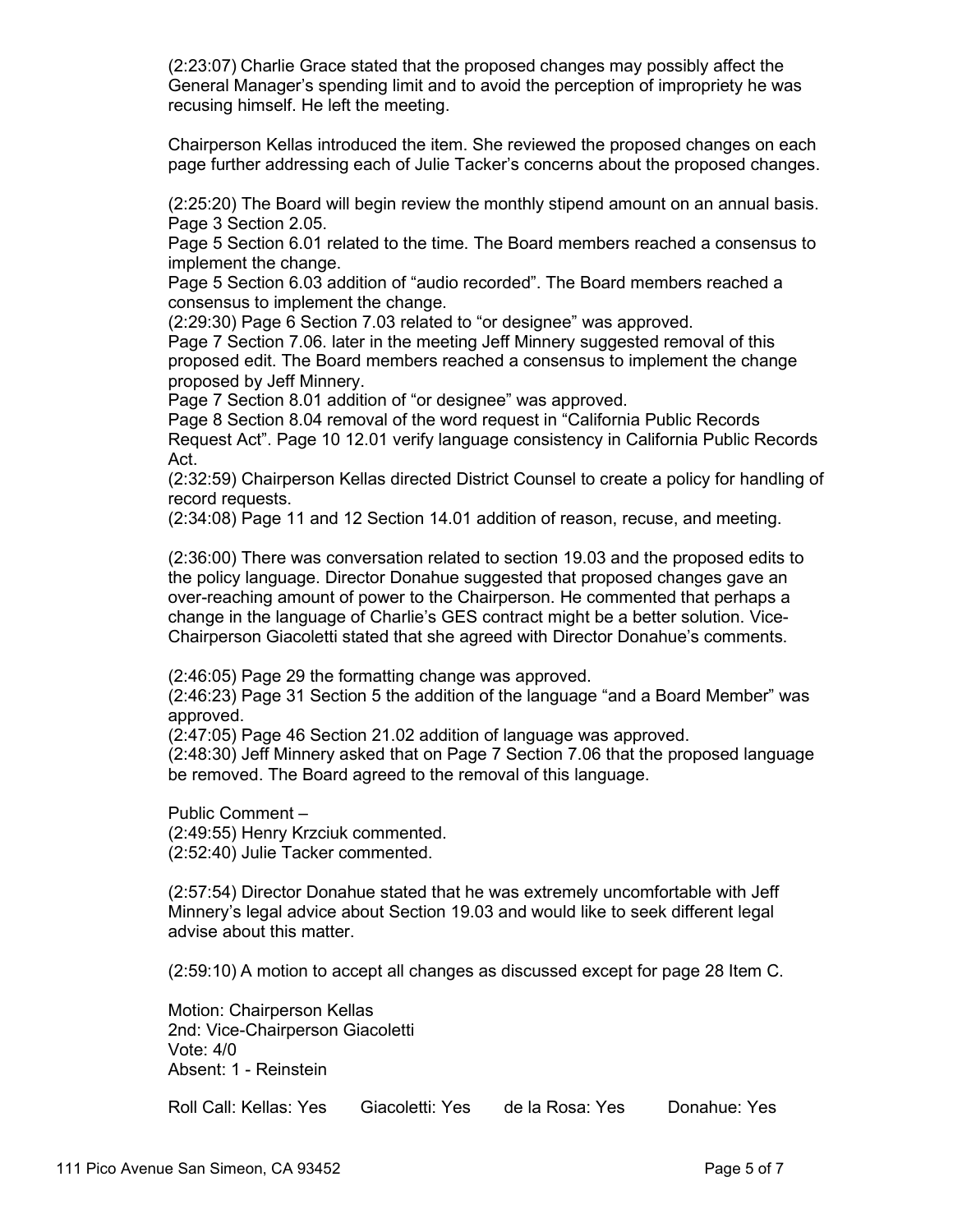(2:23:07) Charlie Grace stated that the proposed changes may possibly affect the General Manager's spending limit and to avoid the perception of impropriety he was recusing himself. He left the meeting.

Chairperson Kellas introduced the item. She reviewed the proposed changes on each page further addressing each of Julie Tacker's concerns about the proposed changes.

(2:25:20) The Board will begin review the monthly stipend amount on an annual basis. Page 3 Section 2.05.
Page 5 Section 6.01 related to the time. The Board members reached a consensus to implement the change.
Page 5 Section 6.03 addition of "audio recorded". The Board members reached a consensus to implement the change.
(2:29:30) Page 6 Section 7.03 related to "or designee" was approved.
Page 7 Section 7.06. later in the meeting Jeff Minnery suggested removal of this proposed edit. The Board members reached a consensus to implement the change proposed by Jeff Minnery.
Page 7 Section 8.01 addition of "or designee" was approved.
Page 8 Section 8.04 removal of the word request in "California Public Records Request Act". Page 10 12.01 verify language consistency in California Public Records Act.
(2:32:59) Chairperson Kellas directed District Counsel to create a policy for handling of record requests.
(2:34:08) Page 11 and 12 Section 14.01 addition of reason, recuse, and meeting.

(2:36:00) There was conversation related to section 19.03 and the proposed edits to the policy language. Director Donahue suggested that proposed changes gave an over-reaching amount of power to the Chairperson. He commented that perhaps a change in the language of Charlie's GES contract might be a better solution. Vice-Chairperson Giacoletti stated that she agreed with Director Donahue's comments.

(2:46:05) Page 29 the formatting change was approved.
(2:46:23) Page 31 Section 5 the addition of the language "and a Board Member" was approved.
(2:47:05) Page 46 Section 21.02 addition of language was approved.
(2:48:30) Jeff Minnery asked that on Page 7 Section 7.06 that the proposed language be removed. The Board agreed to the removal of this language.

Public Comment –
(2:49:55) Henry Krzciuk commented.
(2:52:40) Julie Tacker commented.

(2:57:54) Director Donahue stated that he was extremely uncomfortable with Jeff Minnery's legal advice about Section 19.03 and would like to seek different legal advise about this matter.

(2:59:10) A motion to accept all changes as discussed except for page 28 Item C.

Motion: Chairperson Kellas
2nd: Vice-Chairperson Giacoletti
Vote: 4/0
Absent: 1 - Reinstein

Roll Call: Kellas: Yes Giacoletti: Yes de la Rosa: Yes Donahue: Yes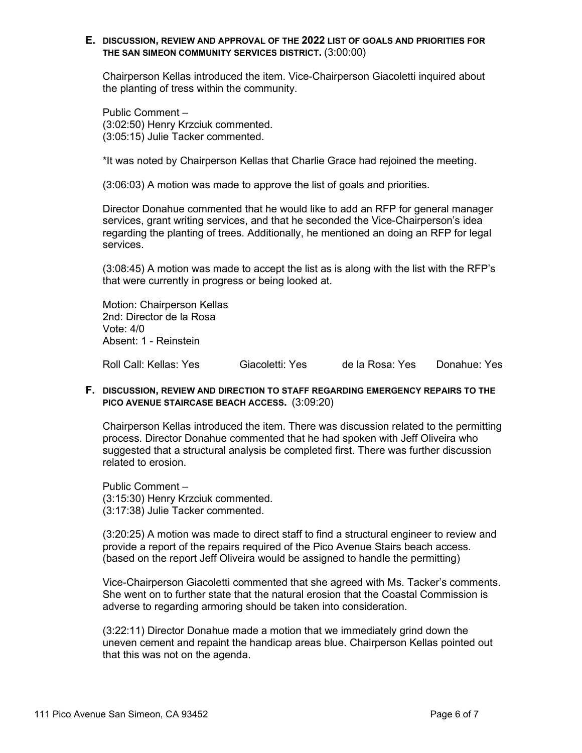**E. DISCUSSION, REVIEW AND APPROVAL OF THE 2022 LIST OF GOALS AND PRIORITIES FOR THE SAN SIMEON COMMUNITY SERVICES DISTRICT.** (3:00:00)

Chairperson Kellas introduced the item. Vice-Chairperson Giacoletti inquired about the planting of tress within the community.

Public Comment –
(3:02:50) Henry Krzciuk commented.
(3:05:15) Julie Tacker commented.

*It was noted by Chairperson Kellas that Charlie Grace had rejoined the meeting.

(3:06:03) A motion was made to approve the list of goals and priorities.

Director Donahue commented that he would like to add an RFP for general manager services, grant writing services, and that he seconded the Vice-Chairperson's idea regarding the planting of trees. Additionally, he mentioned an doing an RFP for legal services.

(3:08:45) A motion was made to accept the list as is along with the list with the RFP's that were currently in progress or being looked at.

Motion: Chairperson Kellas
2nd: Director de la Rosa
Vote: 4/0
Absent: 1 - Reinstein

Roll Call: Kellas: Yes Giacoletti: Yes de la Rosa: Yes Donahue: Yes

**F. DISCUSSION, REVIEW AND DIRECTION TO STAFF REGARDING EMERGENCY REPAIRS TO THE PICO AVENUE STAIRCASE BEACH ACCESS.** (3:09:20)

Chairperson Kellas introduced the item. There was discussion related to the permitting process. Director Donahue commented that he had spoken with Jeff Oliveira who suggested that a structural analysis be completed first. There was further discussion related to erosion.

Public Comment –
(3:15:30) Henry Krzciuk commented.
(3:17:38) Julie Tacker commented.

(3:20:25) A motion was made to direct staff to find a structural engineer to review and provide a report of the repairs required of the Pico Avenue Stairs beach access. (based on the report Jeff Oliveira would be assigned to handle the permitting)

Vice-Chairperson Giacoletti commented that she agreed with Ms. Tacker's comments. She went on to further state that the natural erosion that the Coastal Commission is adverse to regarding armoring should be taken into consideration.

(3:22:11) Director Donahue made a motion that we immediately grind down the uneven cement and repaint the handicap areas blue. Chairperson Kellas pointed out that this was not on the agenda.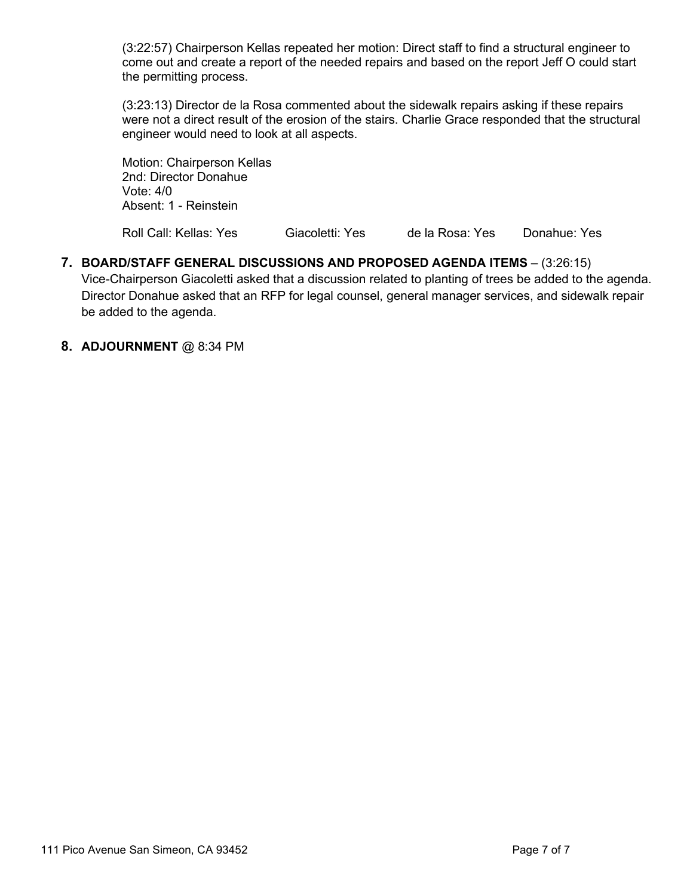(3:22:57) Chairperson Kellas repeated her motion: Direct staff to find a structural engineer to come out and create a report of the needed repairs and based on the report Jeff O could start the permitting process.

(3:23:13) Director de la Rosa commented about the sidewalk repairs asking if these repairs were not a direct result of the erosion of the stairs. Charlie Grace responded that the structural engineer would need to look at all aspects.

Motion: Chairperson Kellas
2nd: Director Donahue
Vote: 4/0
Absent: 1 - Reinstein

Roll Call: Kellas: Yes Giacoletti: Yes de la Rosa: Yes Donahue: Yes

**7. BOARD/STAFF GENERAL DISCUSSIONS AND PROPOSED AGENDA ITEMS** – (3:26:15)
Vice-Chairperson Giacoletti asked that a discussion related to planting of trees be added to the agenda. Director Donahue asked that an RFP for legal counsel, general manager services, and sidewalk repair be added to the agenda.

**8. ADJOURNMENT** @ 8:34 PM